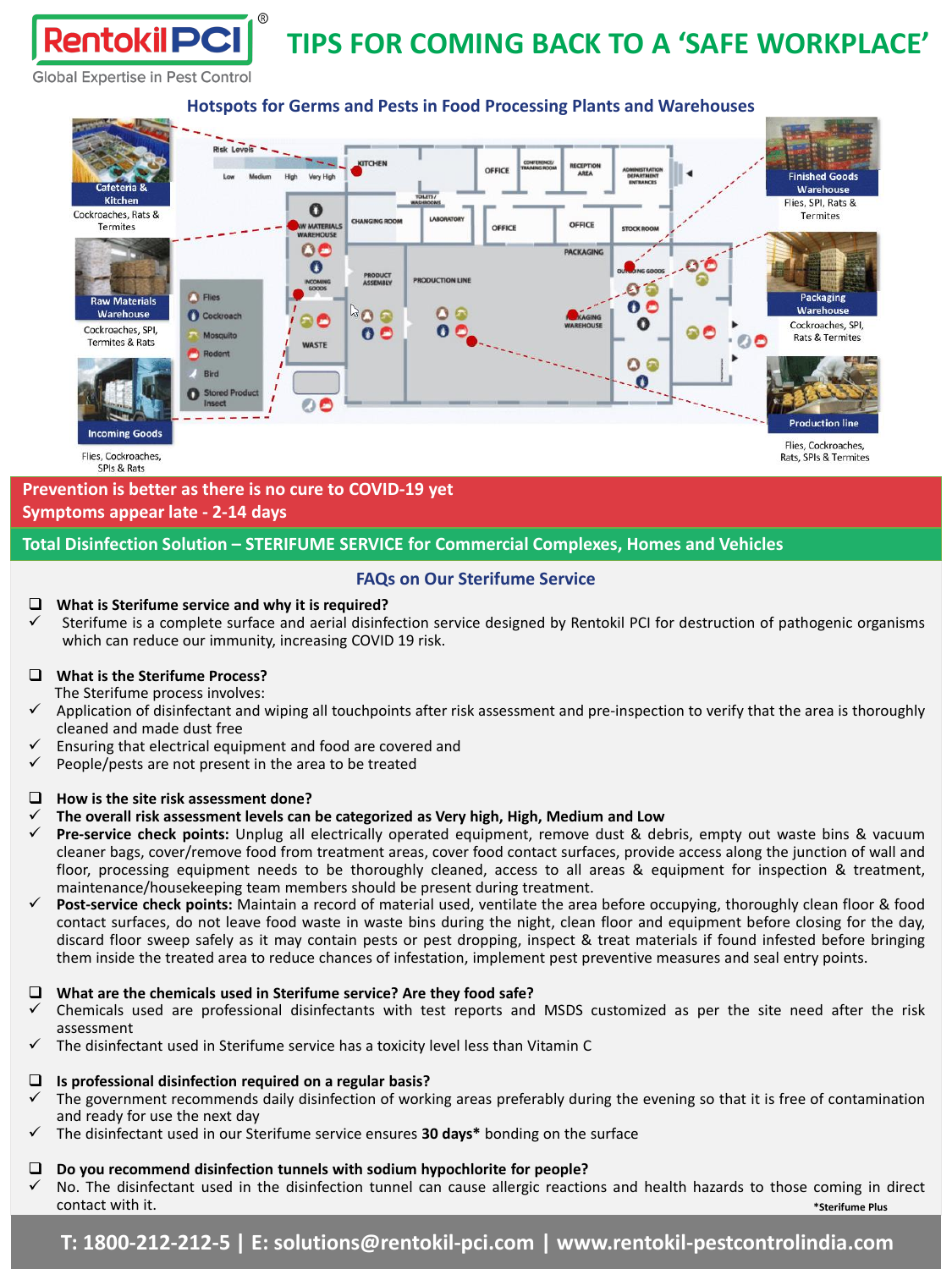# TIPS FOR COMING BACK TO A 'SAFE WORKPLACE'

RentokilPCI®
Global Expertise in Pest Control

## Hotspots for Germs and Pests in Food Processing Plants and Warehouses

**Cafeteria & Kitchen**
Cockroaches, Rats & Termites

**Raw Materials Warehouse**
Cockroaches, SPI, Termites & Rats

**Incoming Goods**
Flies, Cockroaches, SPIs & Rats

**Finished Goods Warehouse**
Flies, SPI, Rats & Termites

**Packaging Warehouse**
Cockroaches, SPI, Rats & Termites

**Production line**
Flies, Cockroaches, Rats, SPIs & Termites

Risk Levels: Low, Medium, High, Very High

Legend: Flies, Cockroach, Mosquito, Rodent, Bird, Stored Product Insect

Kitchen, Office, Conference/Training Room, Reception Area, Administration Department Entrances, Toilets/Washrooms, Raw Materials Warehouse, Changing Room, Laboratory, Office, Office, Stock Room, Packaging, Incoming Goods, Product Assembly, Production Line, Outgoing Goods, Packaging Warehouse, Waste

**Prevention is better as there is no cure to COVID-19 yet**
**Symptoms appear late - 2-14 days**

**Total Disinfection Solution – STERIFUME SERVICE for Commercial Complexes, Homes and Vehicles**

## FAQs on Our Sterifume Service

**What is Sterifume service and why it is required?**

- ✓ Sterifume is a complete surface and aerial disinfection service designed by Rentokil PCI for destruction of pathogenic organisms which can reduce our immunity, increasing COVID 19 risk.

**What is the Sterifume Process?**

The Sterifume process involves:

- ✓ Application of disinfectant and wiping all touchpoints after risk assessment and pre-inspection to verify that the area is thoroughly cleaned and made dust free
- ✓ Ensuring that electrical equipment and food are covered and
- ✓ People/pests are not present in the area to be treated

**How is the site risk assessment done?**

- ✓ **The overall risk assessment levels can be categorized as Very high, High, Medium and Low**
- ✓ **Pre-service check points:** Unplug all electrically operated equipment, remove dust & debris, empty out waste bins & vacuum cleaner bags, cover/remove food from treatment areas, cover food contact surfaces, provide access along the junction of wall and floor, processing equipment needs to be thoroughly cleaned, access to all areas & equipment for inspection & treatment, maintenance/housekeeping team members should be present during treatment.
- ✓ **Post-service check points:** Maintain a record of material used, ventilate the area before occupying, thoroughly clean floor & food contact surfaces, do not leave food waste in waste bins during the night, clean floor and equipment before closing for the day, discard floor sweep safely as it may contain pests or pest dropping, inspect & treat materials if found infested before bringing them inside the treated area to reduce chances of infestation, implement pest preventive measures and seal entry points.

**What are the chemicals used in Sterifume service? Are they food safe?**

- ✓ Chemicals used are professional disinfectants with test reports and MSDS customized as per the site need after the risk assessment
- ✓ The disinfectant used in Sterifume service has a toxicity level less than Vitamin C

**Is professional disinfection required on a regular basis?**

- ✓ The government recommends daily disinfection of working areas preferably during the evening so that it is free of contamination and ready for use the next day
- ✓ The disinfectant used in our Sterifume service ensures **30 days*** bonding on the surface

**Do you recommend disinfection tunnels with sodium hypochlorite for people?**

- ✓ No. The disinfectant used in the disinfection tunnel can cause allergic reactions and health hazards to those coming in direct contact with it.

*Sterifume Plus

**T: 1800-212-212-5 | E: solutions@rentokil-pci.com | www.rentokil-pestcontrolindia.com**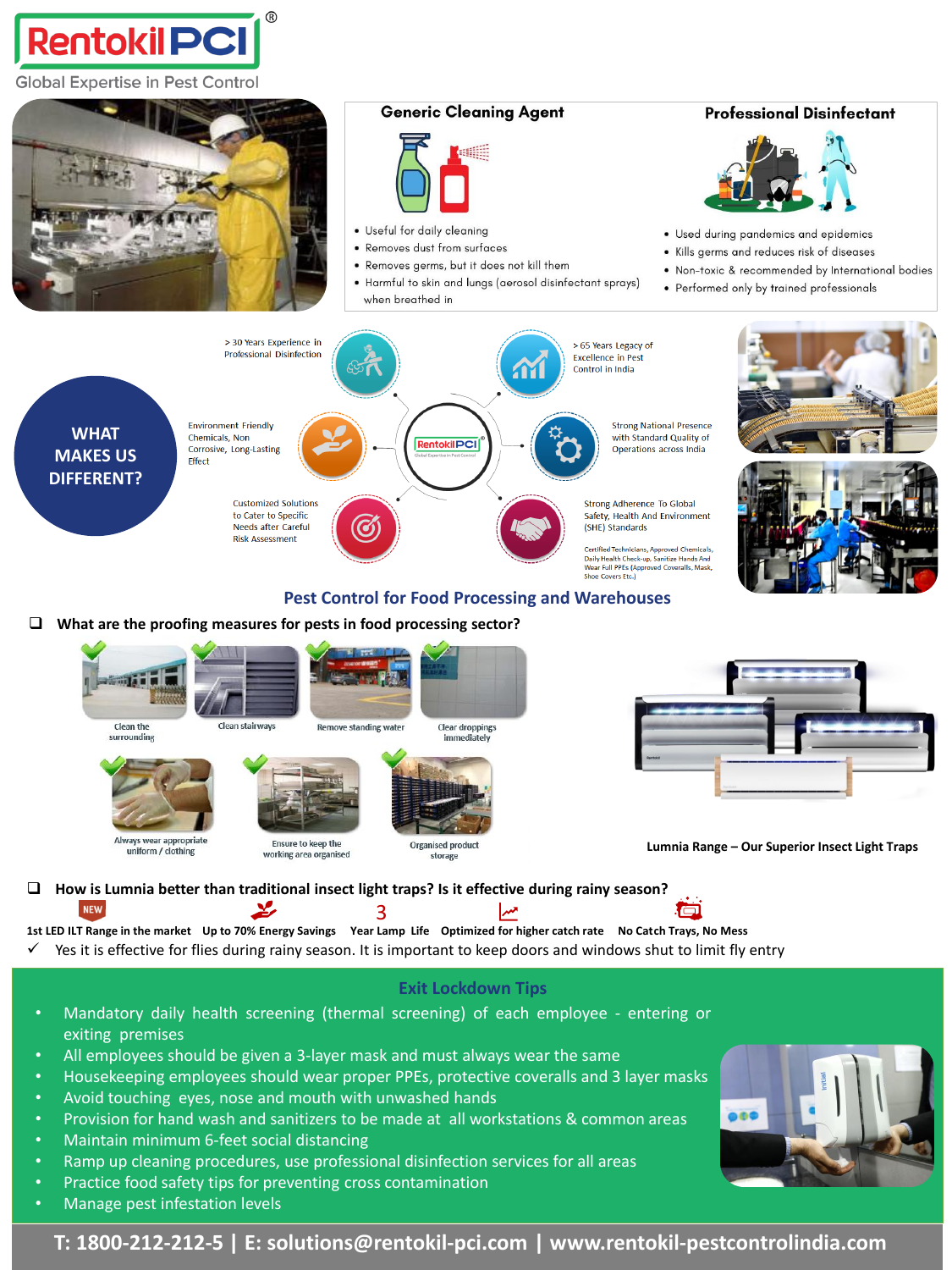# Rentokil PCI

Global Expertise in Pest Control

## Generic Cleaning Agent

- Useful for daily cleaning
- Removes dust from surfaces
- Removes germs, but it does not kill them
- Harmful to skin and lungs (aerosol disinfectant sprays) when breathed in

## Professional Disinfectant

- Used during pandemics and epidemics
- Kills germs and reduces risk of diseases
- Non-toxic & recommended by International bodies
- Performed only by trained professionals

## WHAT MAKES US DIFFERENT?

- > 30 Years Experience in Professional Disinfection
- > 65 Years Legacy of Excellence in Pest Control in India
- Environment Friendly Chemicals, Non Corrosive, Long-Lasting Effect
- Strong National Presence with Standard Quality of Operations across India
- Customized Solutions to Cater to Specific Needs after Careful Risk Assessment
- Strong Adherence To Global Safety, Health And Environment (SHE) Standards

Certified Technicians, Approved Chemicals, Daily Health Check-up, Sanitize Hands And Wear Full PPEs (Approved Coveralls, Mask, Shoe Covers Etc.)

## Pest Control for Food Processing and Warehouses

**What are the proofing measures for pests in food processing sector?**

- Clean the surrounding
- Clean stairways
- Remove standing water
- Clear droppings immediately
- Always wear appropriate uniform / clothing
- Ensure to keep the working area organised
- Organised product storage

**Lumnia Range – Our Superior Insect Light Traps**

**How is Lumnia better than traditional insect light traps? Is it effective during rainy season?**

**1st LED ILT Range in the market** | **Up to 70% Energy Savings** | **3 Year Lamp Life** | **Optimized for higher catch rate** | **No Catch Trays, No Mess**

✓ Yes it is effective for flies during rainy season. It is important to keep doors and windows shut to limit fly entry

## Exit Lockdown Tips

- Mandatory daily health screening (thermal screening) of each employee - entering or exiting premises
- All employees should be given a 3-layer mask and must always wear the same
- Housekeeping employees should wear proper PPEs, protective coveralls and 3 layer masks
- Avoid touching eyes, nose and mouth with unwashed hands
- Provision for hand wash and sanitizers to be made at all workstations & common areas
- Maintain minimum 6-feet social distancing
- Ramp up cleaning procedures, use professional disinfection services for all areas
- Practice food safety tips for preventing cross contamination
- Manage pest infestation levels

**T: 1800-212-212-5 | E: solutions@rentokil-pci.com | www.rentokil-pestcontrolindia.com**